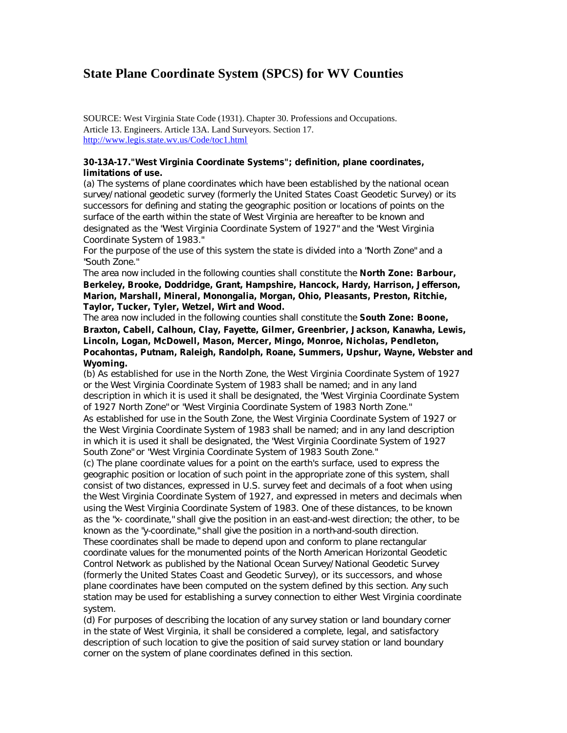# State Plane Coordinate System (SPCS) for WV Counties

SOURCE: West Virginia State Code (1931). Chapter 30. Professions and Occupations.
Article 13. Engineers. Article 13A. Land Surveyors. Section 17.
http://www.legis.state.wv.us/Code/toc1.html

**30-13A-17."West Virginia Coordinate Systems"; definition, plane coordinates, limitations of use.**

(a) The systems of plane coordinates which have been established by the national ocean survey/national geodetic survey (formerly the United States Coast Geodetic Survey) or its successors for defining and stating the geographic position or locations of points on the surface of the earth within the state of West Virginia are hereafter to be known and designated as the "West Virginia Coordinate System of 1927" and the "West Virginia Coordinate System of 1983."

For the purpose of the use of this system the state is divided into a "North Zone" and a "South Zone."

The area now included in the following counties shall constitute the **North Zone: Barbour, Berkeley, Brooke, Doddridge, Grant, Hampshire, Hancock, Hardy, Harrison, Jefferson, Marion, Marshall, Mineral, Monongalia, Morgan, Ohio, Pleasants, Preston, Ritchie, Taylor, Tucker, Tyler, Wetzel, Wirt and Wood.**

The area now included in the following counties shall constitute the **South Zone: Boone, Braxton, Cabell, Calhoun, Clay, Fayette, Gilmer, Greenbrier, Jackson, Kanawha, Lewis, Lincoln, Logan, McDowell, Mason, Mercer, Mingo, Monroe, Nicholas, Pendleton, Pocahontas, Putnam, Raleigh, Randolph, Roane, Summers, Upshur, Wayne, Webster and Wyoming.**

(b) As established for use in the North Zone, the West Virginia Coordinate System of 1927 or the West Virginia Coordinate System of 1983 shall be named; and in any land description in which it is used it shall be designated, the "West Virginia Coordinate System of 1927 North Zone" or "West Virginia Coordinate System of 1983 North Zone."

As established for use in the South Zone, the West Virginia Coordinate System of 1927 or the West Virginia Coordinate System of 1983 shall be named; and in any land description in which it is used it shall be designated, the "West Virginia Coordinate System of 1927 South Zone" or "West Virginia Coordinate System of 1983 South Zone."

(c) The plane coordinate values for a point on the earth's surface, used to express the geographic position or location of such point in the appropriate zone of this system, shall consist of two distances, expressed in U.S. survey feet and decimals of a foot when using the West Virginia Coordinate System of 1927, and expressed in meters and decimals when using the West Virginia Coordinate System of 1983. One of these distances, to be known as the "x- coordinate," shall give the position in an east-and-west direction; the other, to be known as the "y-coordinate," shall give the position in a north-and-south direction.

These coordinates shall be made to depend upon and conform to plane rectangular coordinate values for the monumented points of the North American Horizontal Geodetic Control Network as published by the National Ocean Survey/National Geodetic Survey (formerly the United States Coast and Geodetic Survey), or its successors, and whose plane coordinates have been computed on the system defined by this section. Any such station may be used for establishing a survey connection to either West Virginia coordinate system.

(d) For purposes of describing the location of any survey station or land boundary corner in the state of West Virginia, it shall be considered a complete, legal, and satisfactory description of such location to give the position of said survey station or land boundary corner on the system of plane coordinates defined in this section.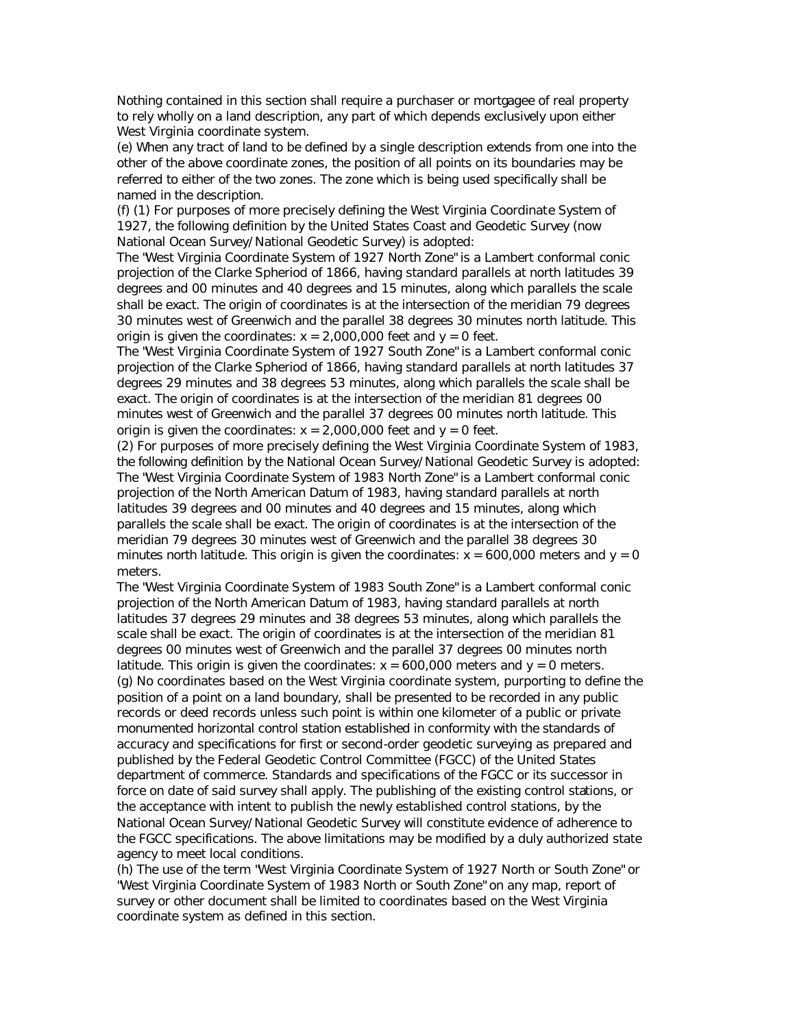Nothing contained in this section shall require a purchaser or mortgagee of real property to rely wholly on a land description, any part of which depends exclusively upon either West Virginia coordinate system.

(e) When any tract of land to be defined by a single description extends from one into the other of the above coordinate zones, the position of all points on its boundaries may be referred to either of the two zones. The zone which is being used specifically shall be named in the description.

(f) (1) For purposes of more precisely defining the West Virginia Coordinate System of 1927, the following definition by the United States Coast and Geodetic Survey (now National Ocean Survey/National Geodetic Survey) is adopted:

The "West Virginia Coordinate System of 1927 North Zone" is a Lambert conformal conic projection of the Clarke Spheriod of 1866, having standard parallels at north latitudes 39 degrees and 00 minutes and 40 degrees and 15 minutes, along which parallels the scale shall be exact. The origin of coordinates is at the intersection of the meridian 79 degrees 30 minutes west of Greenwich and the parallel 38 degrees 30 minutes north latitude. This origin is given the coordinates: x = 2,000,000 feet and y = 0 feet.

The "West Virginia Coordinate System of 1927 South Zone" is a Lambert conformal conic projection of the Clarke Spheriod of 1866, having standard parallels at north latitudes 37 degrees 29 minutes and 38 degrees 53 minutes, along which parallels the scale shall be exact. The origin of coordinates is at the intersection of the meridian 81 degrees 00 minutes west of Greenwich and the parallel 37 degrees 00 minutes north latitude. This origin is given the coordinates: x = 2,000,000 feet and y = 0 feet.

(2) For purposes of more precisely defining the West Virginia Coordinate System of 1983, the following definition by the National Ocean Survey/National Geodetic Survey is adopted:

The "West Virginia Coordinate System of 1983 North Zone" is a Lambert conformal conic projection of the North American Datum of 1983, having standard parallels at north latitudes 39 degrees and 00 minutes and 40 degrees and 15 minutes, along which parallels the scale shall be exact. The origin of coordinates is at the intersection of the meridian 79 degrees 30 minutes west of Greenwich and the parallel 38 degrees 30 minutes north latitude. This origin is given the coordinates: x = 600,000 meters and y = 0 meters.

The "West Virginia Coordinate System of 1983 South Zone" is a Lambert conformal conic projection of the North American Datum of 1983, having standard parallels at north latitudes 37 degrees 29 minutes and 38 degrees 53 minutes, along which parallels the scale shall be exact. The origin of coordinates is at the intersection of the meridian 81 degrees 00 minutes west of Greenwich and the parallel 37 degrees 00 minutes north latitude. This origin is given the coordinates: x = 600,000 meters and y = 0 meters.

(g) No coordinates based on the West Virginia coordinate system, purporting to define the position of a point on a land boundary, shall be presented to be recorded in any public records or deed records unless such point is within one kilometer of a public or private monumented horizontal control station established in conformity with the standards of accuracy and specifications for first or second-order geodetic surveying as prepared and published by the Federal Geodetic Control Committee (FGCC) of the United States department of commerce. Standards and specifications of the FGCC or its successor in force on date of said survey shall apply. The publishing of the existing control stations, or the acceptance with intent to publish the newly established control stations, by the National Ocean Survey/National Geodetic Survey will constitute evidence of adherence to the FGCC specifications. The above limitations may be modified by a duly authorized state agency to meet local conditions.

(h) The use of the term "West Virginia Coordinate System of 1927 North or South Zone" or "West Virginia Coordinate System of 1983 North or South Zone" on any map, report of survey or other document shall be limited to coordinates based on the West Virginia coordinate system as defined in this section.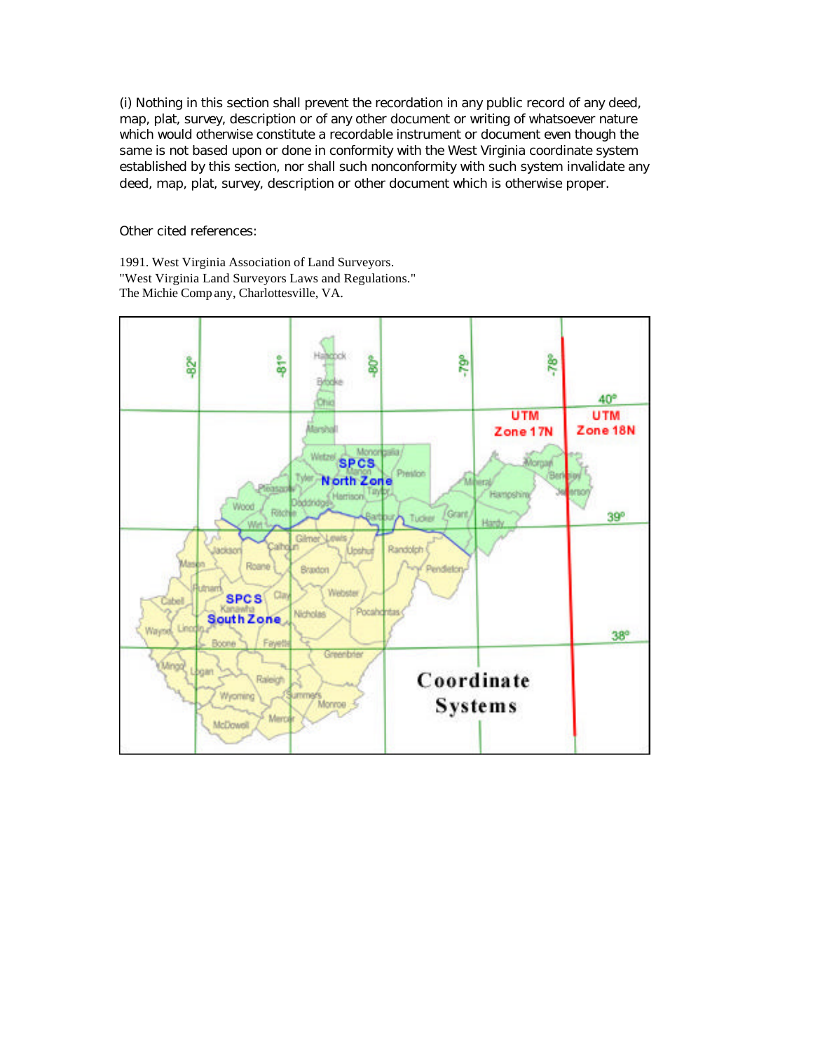(i) Nothing in this section shall prevent the recordation in any public record of any deed, map, plat, survey, description or of any other document or writing of whatsoever nature which would otherwise constitute a recordable instrument or document even though the same is not based upon or done in conformity with the West Virginia coordinate system established by this section, nor shall such nonconformity with such system invalidate any deed, map, plat, survey, description or other document which is otherwise proper.

Other cited references:

1991. West Virginia Association of Land Surveyors.
"West Virginia Land Surveyors Laws and Regulations."
The Michie Company, Charlottesville, VA.

-82°
-81°
-80°
-79°
-78°
40°
39°
38°
UTM Zone 17N
UTM Zone 18N
SPCS North Zone
SPCS South Zone

Coordinate Systems